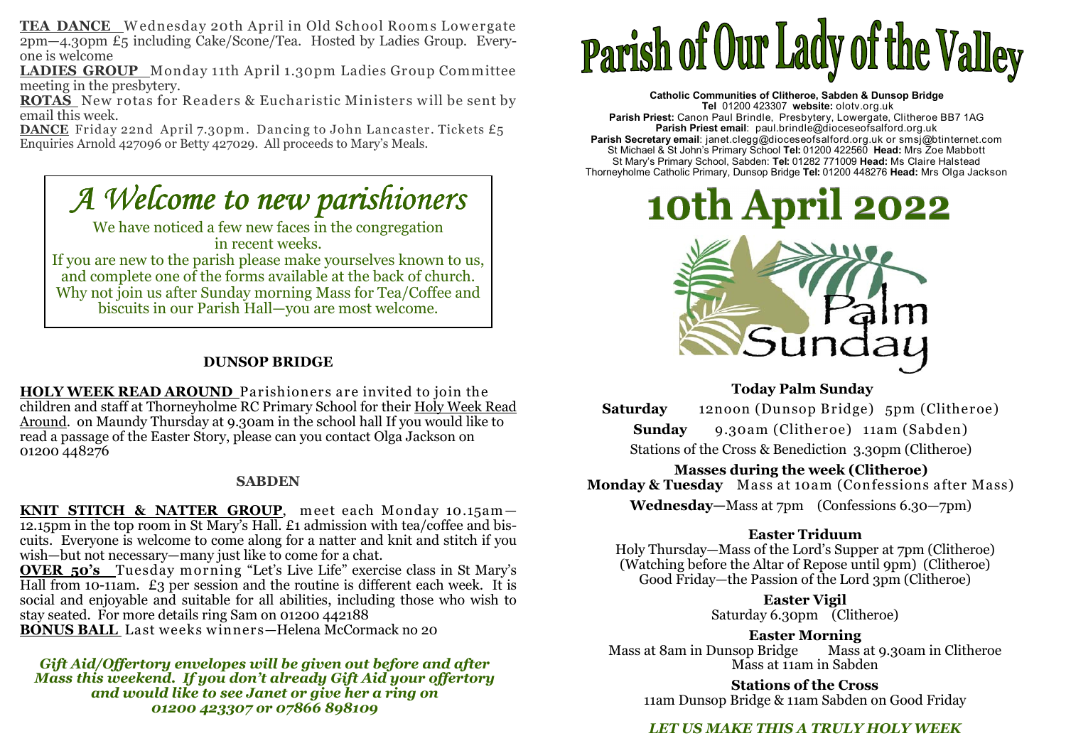**TEA DANCE** Wednesday 20th April in Old School Rooms Lowergate 2pm—4.30pm £5 including Cake/Scone/Tea. Hosted by Ladies Group. Everyone is welcome

**LADIES GROUP** Monday 11th April 1.30pm Ladies Group Committee meeting in the presbytery.

**ROTAS** New rotas for Readers & Eucharistic Ministers will be sent by email this week.

**DANCE** Friday 22nd April 7.30pm. Dancing to John Lancaster. Tickets £5 Enquiries Arnold 427096 or Betty 427029. All proceeds to Mary's Meals.

## A Welcome to new parishioners

We have noticed a few new faces in the congregation in recent weeks.
If you are new to the parish please make yourselves known to us, and complete one of the forms available at the back of church. Why not join us after Sunday morning Mass for Tea/Coffee and biscuits in our Parish Hall—you are most welcome.

### DUNSOP BRIDGE

**HOLY WEEK READ AROUND** Parishioners are invited to join the children and staff at Thorneyholme RC Primary School for their Holy Week Read Around. on Maundy Thursday at 9.30am in the school hall If you would like to read a passage of the Easter Story, please can you contact Olga Jackson on 01200 448276

### SABDEN

**KNIT STITCH & NATTER GROUP**, meet each Monday 10.15am—12.15pm in the top room in St Mary's Hall. £1 admission with tea/coffee and biscuits. Everyone is welcome to come along for a natter and knit and stitch if you wish—but not necessary—many just like to come for a chat.

**OVER 50's** Tuesday morning "Let's Live Life" exercise class in St Mary's Hall from 10-11am. £3 per session and the routine is different each week. It is social and enjoyable and suitable for all abilities, including those who wish to stay seated. For more details ring Sam on 01200 442188

**BONUS BALL** Last weeks winners—Helena McCormack no 20

***Gift Aid/Offertory envelopes will be given out before and after Mass this weekend. If you don't already Gift Aid your offertory and would like to see Janet or give her a ring on 01200 423307 or 07866 898109***

# Parish of Our Lady of the Valley

**Catholic Communities of Clitheroe, Sabden & Dunsop Bridge**
**Tel** 01200 423307 **website:** olotv.org.uk
**Parish Priest:** Canon Paul Brindle, Presbytery, Lowergate, Clitheroe BB7 1AG
**Parish Priest email**: paul.brindle@dioceseofsalford.org.uk
**Parish Secretary email**: janet.clegg@dioceseofsalford.org.uk or smsj@btinternet.com
St Michael & St John's Primary School **Tel:** 01200 422560 **Head:** Mrs Zoe Mabbott
St Mary's Primary School, Sabden: **Tel:** 01282 771009 **Head:** Ms Claire Halstead
Thorneyholme Catholic Primary, Dunsop Bridge **Tel:** 01200 448276 **Head:** Mrs Olga Jackson

# 10th April 2022

Palm Sunday

### Today Palm Sunday

**Saturday** 12noon (Dunsop Bridge) 5pm (Clitheroe)
**Sunday** 9.30am (Clitheroe) 11am (Sabden)
Stations of the Cross & Benediction 3.30pm (Clitheroe)

### Masses during the week (Clitheroe)

**Monday & Tuesday** Mass at 10am (Confessions after Mass)
**Wednesday**—Mass at 7pm (Confessions 6.30—7pm)

### Easter Triduum

Holy Thursday—Mass of the Lord's Supper at 7pm (Clitheroe)
(Watching before the Altar of Repose until 9pm) (Clitheroe)
Good Friday—the Passion of the Lord 3pm (Clitheroe)

### Easter Vigil

Saturday 6.30pm (Clitheroe)

### Easter Morning

Mass at 8am in Dunsop Bridge Mass at 9.30am in Clitheroe
Mass at 11am in Sabden

### Stations of the Cross

11am Dunsop Bridge & 11am Sabden on Good Friday

***LET US MAKE THIS A TRULY HOLY WEEK***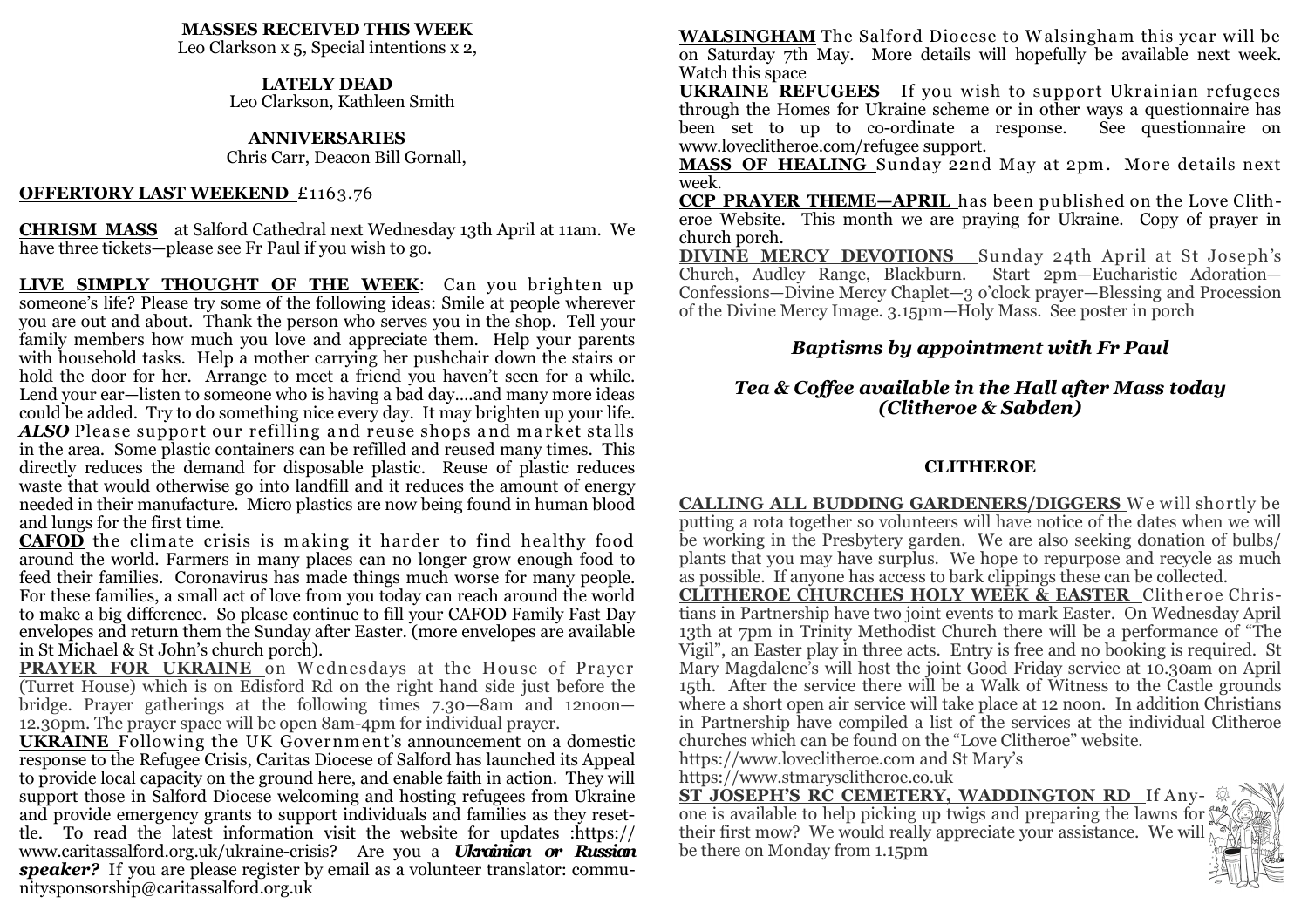**MASSES RECEIVED THIS WEEK**
Leo Clarkson x 5, Special intentions x 2,

**LATELY DEAD**
Leo Clarkson, Kathleen Smith

**ANNIVERSARIES**
Chris Carr, Deacon Bill Gornall,

**OFFERTORY LAST WEEKEND** £1163.76

**CHRISM MASS** at Salford Cathedral next Wednesday 13th April at 11am. We have three tickets—please see Fr Paul if you wish to go.

**LIVE SIMPLY THOUGHT OF THE WEEK**: Can you brighten up someone's life? Please try some of the following ideas: Smile at people wherever you are out and about. Thank the person who serves you in the shop. Tell your family members how much you love and appreciate them. Help your parents with household tasks. Help a mother carrying her pushchair down the stairs or hold the door for her. Arrange to meet a friend you haven't seen for a while. Lend your ear—listen to someone who is having a bad day….and many more ideas could be added. Try to do something nice every day. It may brighten up your life. ***ALSO*** Please support our refilling and reuse shops and market stalls in the area. Some plastic containers can be refilled and reused many times. This directly reduces the demand for disposable plastic. Reuse of plastic reduces waste that would otherwise go into landfill and it reduces the amount of energy needed in their manufacture. Micro plastics are now being found in human blood and lungs for the first time.

**CAFOD** the climate crisis is making it harder to find healthy food around the world. Farmers in many places can no longer grow enough food to feed their families. Coronavirus has made things much worse for many people. For these families, a small act of love from you today can reach around the world to make a big difference. So please continue to fill your CAFOD Family Fast Day envelopes and return them the Sunday after Easter. (more envelopes are available in St Michael & St John's church porch).

**PRAYER FOR UKRAINE** on Wednesdays at the House of Prayer (Turret House) which is on Edisford Rd on the right hand side just before the bridge. Prayer gatherings at the following times 7.30—8am and 12noon—12.30pm. The prayer space will be open 8am-4pm for individual prayer.

**UKRAINE** Following the UK Government's announcement on a domestic response to the Refugee Crisis, Caritas Diocese of Salford has launched its Appeal to provide local capacity on the ground here, and enable faith in action. They will support those in Salford Diocese welcoming and hosting refugees from Ukraine and provide emergency grants to support individuals and families as they resettle. To read the latest information visit the website for updates :https://www.caritassalford.org.uk/ukraine-crisis? Are you a ***Ukrainian or Russian speaker?*** If you are please register by email as a volunteer translator: communitysponsorship@caritassalford.org.uk

**WALSINGHAM** The Salford Diocese to Walsingham this year will be on Saturday 7th May. More details will hopefully be available next week. Watch this space

**UKRAINE REFUGEES** If you wish to support Ukrainian refugees through the Homes for Ukraine scheme or in other ways a questionnaire has been set to up to co-ordinate a response. See questionnaire on www.loveclitheroe.com/refugee support.

**MASS OF HEALING** Sunday 22nd May at 2pm. More details next week.

**CCP PRAYER THEME—APRIL** has been published on the Love Clitheroe Website. This month we are praying for Ukraine. Copy of prayer in church porch.

**DIVINE MERCY DEVOTIONS** Sunday 24th April at St Joseph's Church, Audley Range, Blackburn. Start 2pm—Eucharistic Adoration—Confessions—Divine Mercy Chaplet—3 o'clock prayer—Blessing and Procession of the Divine Mercy Image. 3.15pm—Holy Mass. See poster in porch

***Baptisms by appointment with Fr Paul***

***Tea & Coffee available in the Hall after Mass today (Clitheroe & Sabden)***

## CLITHEROE

**CALLING ALL BUDDING GARDENERS/DIGGERS** We will shortly be putting a rota together so volunteers will have notice of the dates when we will be working in the Presbytery garden. We are also seeking donation of bulbs/ plants that you may have surplus. We hope to repurpose and recycle as much as possible. If anyone has access to bark clippings these can be collected.

**CLITHEROE CHURCHES HOLY WEEK & EASTER** Clitheroe Christians in Partnership have two joint events to mark Easter. On Wednesday April 13th at 7pm in Trinity Methodist Church there will be a performance of "The Vigil", an Easter play in three acts. Entry is free and no booking is required. St Mary Magdalene's will host the joint Good Friday service at 10.30am on April 15th. After the service there will be a Walk of Witness to the Castle grounds where a short open air service will take place at 12 noon. In addition Christians in Partnership have compiled a list of the services at the individual Clitheroe churches which can be found on the "Love Clitheroe" website.
https://www.loveclitheroe.com and St Mary's
https://www.stmarysclitheroe.co.uk

**ST JOSEPH'S RC CEMETERY, WADDINGTON RD** If Anyone is available to help picking up twigs and preparing the lawns for their first mow? We would really appreciate your assistance. We will be there on Monday from 1.15pm